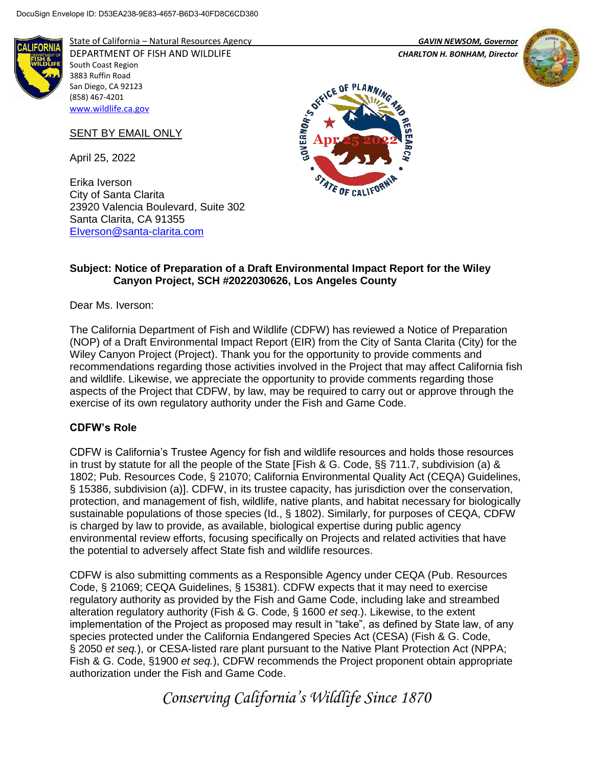DocuSign Envelope ID: D53EA238-9E83-4657-B6D3-40FD8C6CD380

State of California – Natural Resources Agency
DEPARTMENT OF FISH AND WILDLIFE
South Coast Region
3883 Ruffin Road
San Diego, CA 92123
(858) 467-4201
www.wildlife.ca.gov

***GAVIN NEWSOM, Governor***
***CHARLTON H. BONHAM, Director***

GOVERNOR'S OFFICE OF PLANNING AND RESEARCH
Apr 25 2022
STATE OF CALIFORNIA

SENT BY EMAIL ONLY

April 25, 2022

Erika Iverson
City of Santa Clarita
23920 Valencia Boulevard, Suite 302
Santa Clarita, CA 91355
EIverson@santa-clarita.com

**Subject: Notice of Preparation of a Draft Environmental Impact Report for the Wiley Canyon Project, SCH #2022030626, Los Angeles County**

Dear Ms. Iverson:

The California Department of Fish and Wildlife (CDFW) has reviewed a Notice of Preparation (NOP) of a Draft Environmental Impact Report (EIR) from the City of Santa Clarita (City) for the Wiley Canyon Project (Project). Thank you for the opportunity to provide comments and recommendations regarding those activities involved in the Project that may affect California fish and wildlife. Likewise, we appreciate the opportunity to provide comments regarding those aspects of the Project that CDFW, by law, may be required to carry out or approve through the exercise of its own regulatory authority under the Fish and Game Code.

**CDFW's Role**

CDFW is California's Trustee Agency for fish and wildlife resources and holds those resources in trust by statute for all the people of the State [Fish & G. Code, §§ 711.7, subdivision (a) & 1802; Pub. Resources Code, § 21070; California Environmental Quality Act (CEQA) Guidelines, § 15386, subdivision (a)]. CDFW, in its trustee capacity, has jurisdiction over the conservation, protection, and management of fish, wildlife, native plants, and habitat necessary for biologically sustainable populations of those species (Id., § 1802). Similarly, for purposes of CEQA, CDFW is charged by law to provide, as available, biological expertise during public agency environmental review efforts, focusing specifically on Projects and related activities that have the potential to adversely affect State fish and wildlife resources.

CDFW is also submitting comments as a Responsible Agency under CEQA (Pub. Resources Code, § 21069; CEQA Guidelines, § 15381). CDFW expects that it may need to exercise regulatory authority as provided by the Fish and Game Code, including lake and streambed alteration regulatory authority (Fish & G. Code, § 1600 *et seq*.). Likewise, to the extent implementation of the Project as proposed may result in "take", as defined by State law, of any species protected under the California Endangered Species Act (CESA) (Fish & G. Code, § 2050 *et seq.*), or CESA-listed rare plant pursuant to the Native Plant Protection Act (NPPA; Fish & G. Code, §1900 *et seq.*), CDFW recommends the Project proponent obtain appropriate authorization under the Fish and Game Code.

*Conserving California's Wildlife Since 1870*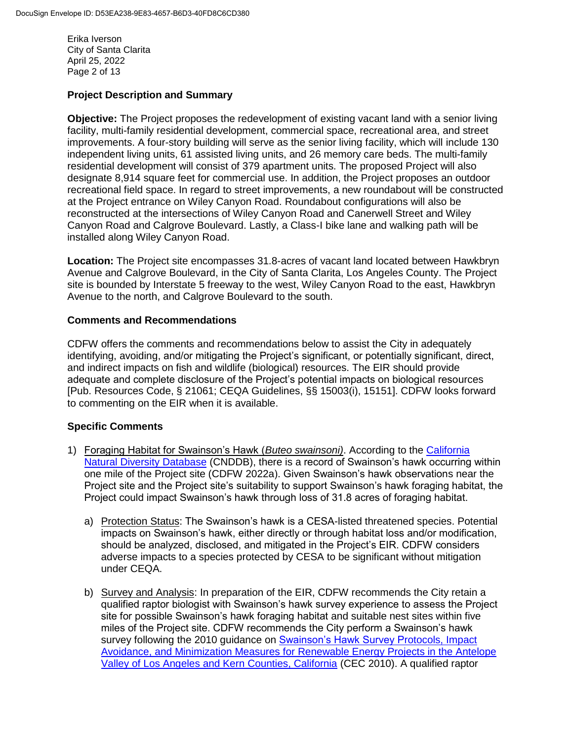### Project Description and Summary

**Objective:** The Project proposes the redevelopment of existing vacant land with a senior living facility, multi-family residential development, commercial space, recreational area, and street improvements. A four-story building will serve as the senior living facility, which will include 130 independent living units, 61 assisted living units, and 26 memory care beds. The multi-family residential development will consist of 379 apartment units. The proposed Project will also designate 8,914 square feet for commercial use. In addition, the Project proposes an outdoor recreational field space. In regard to street improvements, a new roundabout will be constructed at the Project entrance on Wiley Canyon Road. Roundabout configurations will also be reconstructed at the intersections of Wiley Canyon Road and Canerwell Street and Wiley Canyon Road and Calgrove Boulevard. Lastly, a Class-I bike lane and walking path will be installed along Wiley Canyon Road.

**Location:** The Project site encompasses 31.8-acres of vacant land located between Hawkbryn Avenue and Calgrove Boulevard, in the City of Santa Clarita, Los Angeles County. The Project site is bounded by Interstate 5 freeway to the west, Wiley Canyon Road to the east, Hawkbryn Avenue to the north, and Calgrove Boulevard to the south.

### Comments and Recommendations

CDFW offers the comments and recommendations below to assist the City in adequately identifying, avoiding, and/or mitigating the Project's significant, or potentially significant, direct, and indirect impacts on fish and wildlife (biological) resources. The EIR should provide adequate and complete disclosure of the Project's potential impacts on biological resources [Pub. Resources Code, § 21061; CEQA Guidelines, §§ 15003(i), 15151]. CDFW looks forward to commenting on the EIR when it is available.

### Specific Comments

1) Foraging Habitat for Swainson's Hawk (*Buteo swainsoni)*. According to the California Natural Diversity Database (CNDDB), there is a record of Swainson's hawk occurring within one mile of the Project site (CDFW 2022a). Given Swainson's hawk observations near the Project site and the Project site's suitability to support Swainson's hawk foraging habitat, the Project could impact Swainson's hawk through loss of 31.8 acres of foraging habitat.

   a) Protection Status: The Swainson's hawk is a CESA-listed threatened species. Potential impacts on Swainson's hawk, either directly or through habitat loss and/or modification, should be analyzed, disclosed, and mitigated in the Project's EIR. CDFW considers adverse impacts to a species protected by CESA to be significant without mitigation under CEQA.

   b) Survey and Analysis: In preparation of the EIR, CDFW recommends the City retain a qualified raptor biologist with Swainson's hawk survey experience to assess the Project site for possible Swainson's hawk foraging habitat and suitable nest sites within five miles of the Project site. CDFW recommends the City perform a Swainson's hawk survey following the 2010 guidance on Swainson's Hawk Survey Protocols, Impact Avoidance, and Minimization Measures for Renewable Energy Projects in the Antelope Valley of Los Angeles and Kern Counties, California (CEC 2010). A qualified raptor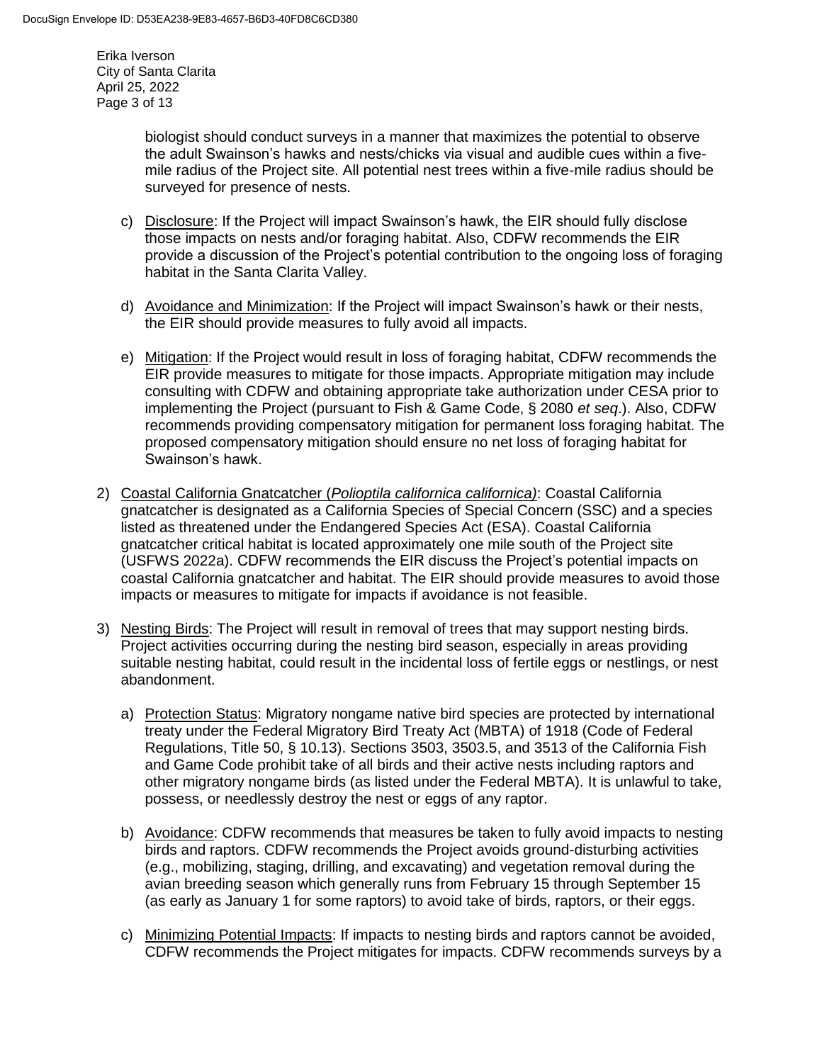biologist should conduct surveys in a manner that maximizes the potential to observe the adult Swainson's hawks and nests/chicks via visual and audible cues within a five-mile radius of the Project site. All potential nest trees within a five-mile radius should be surveyed for presence of nests.

c) Disclosure: If the Project will impact Swainson's hawk, the EIR should fully disclose those impacts on nests and/or foraging habitat. Also, CDFW recommends the EIR provide a discussion of the Project's potential contribution to the ongoing loss of foraging habitat in the Santa Clarita Valley.

d) Avoidance and Minimization: If the Project will impact Swainson's hawk or their nests, the EIR should provide measures to fully avoid all impacts.

e) Mitigation: If the Project would result in loss of foraging habitat, CDFW recommends the EIR provide measures to mitigate for those impacts. Appropriate mitigation may include consulting with CDFW and obtaining appropriate take authorization under CESA prior to implementing the Project (pursuant to Fish & Game Code, § 2080 *et seq*.). Also, CDFW recommends providing compensatory mitigation for permanent loss foraging habitat. The proposed compensatory mitigation should ensure no net loss of foraging habitat for Swainson's hawk.

2) Coastal California Gnatcatcher (*Polioptila californica californica)*: Coastal California gnatcatcher is designated as a California Species of Special Concern (SSC) and a species listed as threatened under the Endangered Species Act (ESA). Coastal California gnatcatcher critical habitat is located approximately one mile south of the Project site (USFWS 2022a). CDFW recommends the EIR discuss the Project's potential impacts on coastal California gnatcatcher and habitat. The EIR should provide measures to avoid those impacts or measures to mitigate for impacts if avoidance is not feasible.

3) Nesting Birds: The Project will result in removal of trees that may support nesting birds. Project activities occurring during the nesting bird season, especially in areas providing suitable nesting habitat, could result in the incidental loss of fertile eggs or nestlings, or nest abandonment.

   a) Protection Status: Migratory nongame native bird species are protected by international treaty under the Federal Migratory Bird Treaty Act (MBTA) of 1918 (Code of Federal Regulations, Title 50, § 10.13). Sections 3503, 3503.5, and 3513 of the California Fish and Game Code prohibit take of all birds and their active nests including raptors and other migratory nongame birds (as listed under the Federal MBTA). It is unlawful to take, possess, or needlessly destroy the nest or eggs of any raptor.

   b) Avoidance: CDFW recommends that measures be taken to fully avoid impacts to nesting birds and raptors. CDFW recommends the Project avoids ground-disturbing activities (e.g., mobilizing, staging, drilling, and excavating) and vegetation removal during the avian breeding season which generally runs from February 15 through September 15 (as early as January 1 for some raptors) to avoid take of birds, raptors, or their eggs.

   c) Minimizing Potential Impacts: If impacts to nesting birds and raptors cannot be avoided, CDFW recommends the Project mitigates for impacts. CDFW recommends surveys by a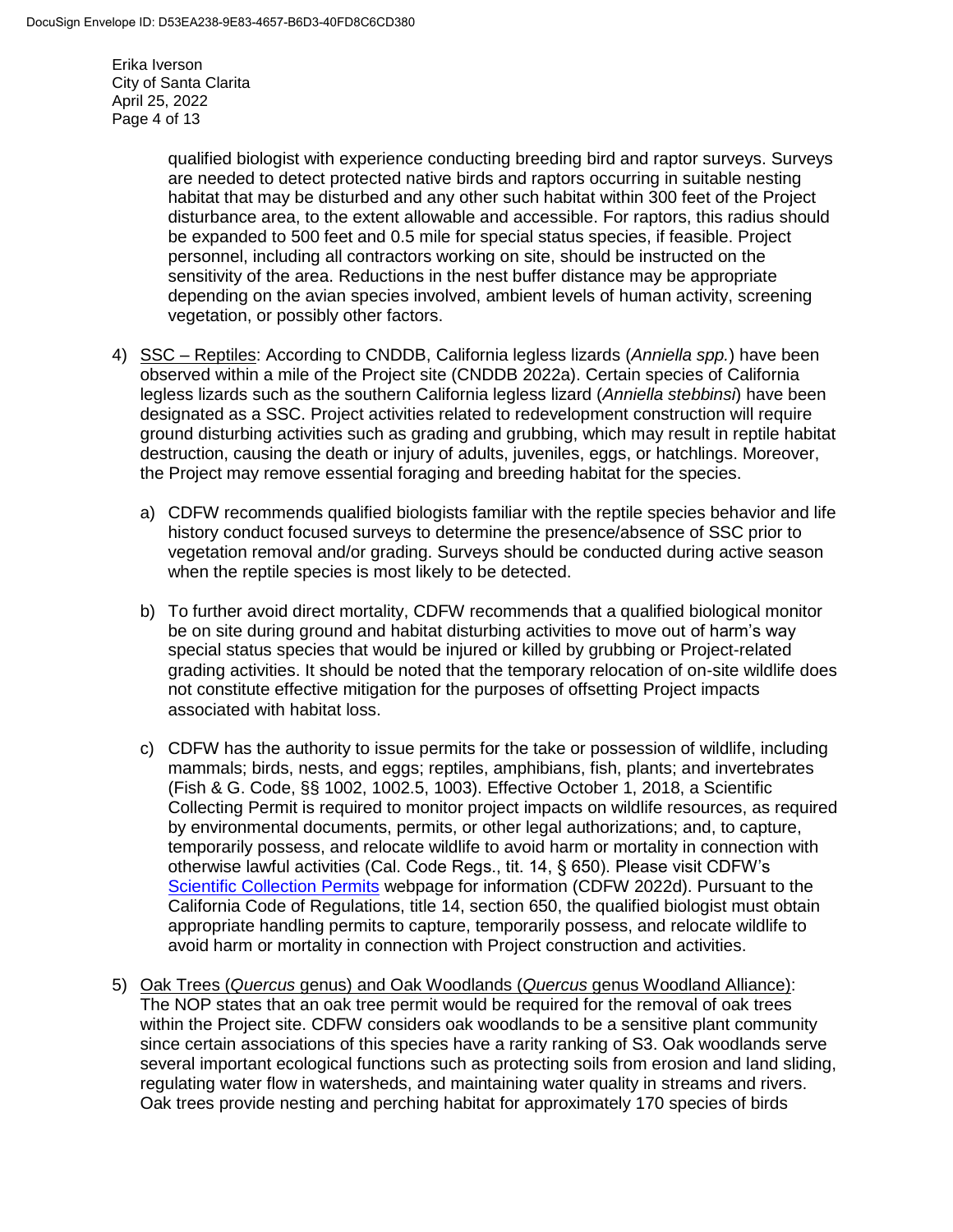qualified biologist with experience conducting breeding bird and raptor surveys. Surveys are needed to detect protected native birds and raptors occurring in suitable nesting habitat that may be disturbed and any other such habitat within 300 feet of the Project disturbance area, to the extent allowable and accessible. For raptors, this radius should be expanded to 500 feet and 0.5 mile for special status species, if feasible. Project personnel, including all contractors working on site, should be instructed on the sensitivity of the area. Reductions in the nest buffer distance may be appropriate depending on the avian species involved, ambient levels of human activity, screening vegetation, or possibly other factors.

4) <u>SSC – Reptiles</u>: According to CNDDB, California legless lizards (*Anniella spp.*) have been observed within a mile of the Project site (CNDDB 2022a). Certain species of California legless lizards such as the southern California legless lizard (*Anniella stebbinsi*) have been designated as a SSC. Project activities related to redevelopment construction will require ground disturbing activities such as grading and grubbing, which may result in reptile habitat destruction, causing the death or injury of adults, juveniles, eggs, or hatchlings. Moreover, the Project may remove essential foraging and breeding habitat for the species.

   a) CDFW recommends qualified biologists familiar with the reptile species behavior and life history conduct focused surveys to determine the presence/absence of SSC prior to vegetation removal and/or grading. Surveys should be conducted during active season when the reptile species is most likely to be detected.

   b) To further avoid direct mortality, CDFW recommends that a qualified biological monitor be on site during ground and habitat disturbing activities to move out of harm's way special status species that would be injured or killed by grubbing or Project-related grading activities. It should be noted that the temporary relocation of on-site wildlife does not constitute effective mitigation for the purposes of offsetting Project impacts associated with habitat loss.

   c) CDFW has the authority to issue permits for the take or possession of wildlife, including mammals; birds, nests, and eggs; reptiles, amphibians, fish, plants; and invertebrates (Fish & G. Code, §§ 1002, 1002.5, 1003). Effective October 1, 2018, a Scientific Collecting Permit is required to monitor project impacts on wildlife resources, as required by environmental documents, permits, or other legal authorizations; and, to capture, temporarily possess, and relocate wildlife to avoid harm or mortality in connection with otherwise lawful activities (Cal. Code Regs., tit. 14, § 650). Please visit CDFW's Scientific Collection Permits webpage for information (CDFW 2022d). Pursuant to the California Code of Regulations, title 14, section 650, the qualified biologist must obtain appropriate handling permits to capture, temporarily possess, and relocate wildlife to avoid harm or mortality in connection with Project construction and activities.

5) <u>Oak Trees (*Quercus* genus) and Oak Woodlands (*Quercus* genus Woodland Alliance)</u>: The NOP states that an oak tree permit would be required for the removal of oak trees within the Project site. CDFW considers oak woodlands to be a sensitive plant community since certain associations of this species have a rarity ranking of S3. Oak woodlands serve several important ecological functions such as protecting soils from erosion and land sliding, regulating water flow in watersheds, and maintaining water quality in streams and rivers. Oak trees provide nesting and perching habitat for approximately 170 species of birds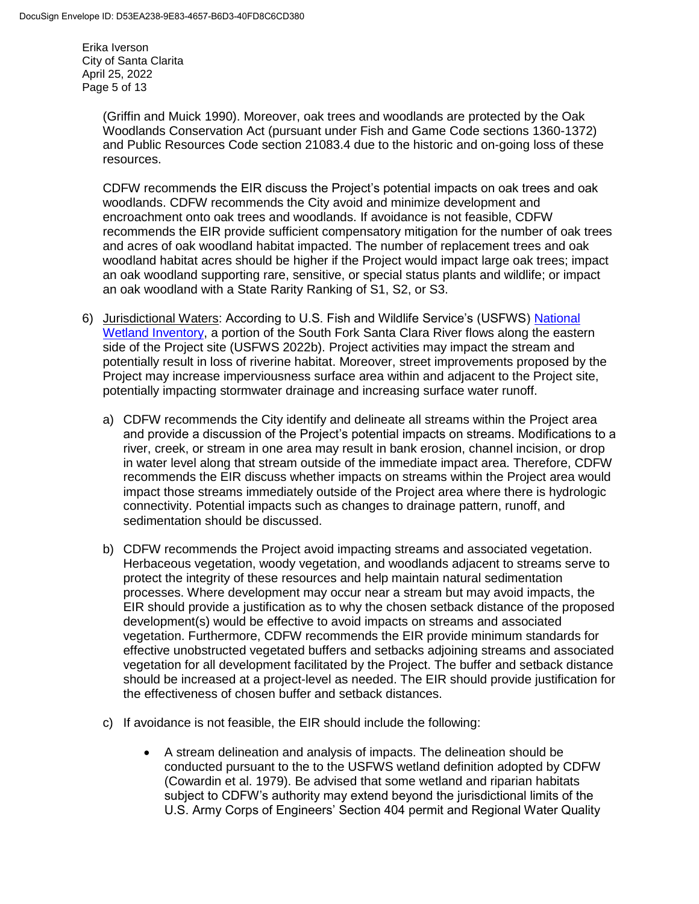(Griffin and Muick 1990). Moreover, oak trees and woodlands are protected by the Oak Woodlands Conservation Act (pursuant under Fish and Game Code sections 1360-1372) and Public Resources Code section 21083.4 due to the historic and on-going loss of these resources.

CDFW recommends the EIR discuss the Project's potential impacts on oak trees and oak woodlands. CDFW recommends the City avoid and minimize development and encroachment onto oak trees and woodlands. If avoidance is not feasible, CDFW recommends the EIR provide sufficient compensatory mitigation for the number of oak trees and acres of oak woodland habitat impacted. The number of replacement trees and oak woodland habitat acres should be higher if the Project would impact large oak trees; impact an oak woodland supporting rare, sensitive, or special status plants and wildlife; or impact an oak woodland with a State Rarity Ranking of S1, S2, or S3.

6) Jurisdictional Waters: According to U.S. Fish and Wildlife Service's (USFWS) National Wetland Inventory, a portion of the South Fork Santa Clara River flows along the eastern side of the Project site (USFWS 2022b). Project activities may impact the stream and potentially result in loss of riverine habitat. Moreover, street improvements proposed by the Project may increase imperviousness surface area within and adjacent to the Project site, potentially impacting stormwater drainage and increasing surface water runoff.

   a) CDFW recommends the City identify and delineate all streams within the Project area and provide a discussion of the Project's potential impacts on streams. Modifications to a river, creek, or stream in one area may result in bank erosion, channel incision, or drop in water level along that stream outside of the immediate impact area. Therefore, CDFW recommends the EIR discuss whether impacts on streams within the Project area would impact those streams immediately outside of the Project area where there is hydrologic connectivity. Potential impacts such as changes to drainage pattern, runoff, and sedimentation should be discussed.

   b) CDFW recommends the Project avoid impacting streams and associated vegetation. Herbaceous vegetation, woody vegetation, and woodlands adjacent to streams serve to protect the integrity of these resources and help maintain natural sedimentation processes. Where development may occur near a stream but may avoid impacts, the EIR should provide a justification as to why the chosen setback distance of the proposed development(s) would be effective to avoid impacts on streams and associated vegetation. Furthermore, CDFW recommends the EIR provide minimum standards for effective unobstructed vegetated buffers and setbacks adjoining streams and associated vegetation for all development facilitated by the Project. The buffer and setback distance should be increased at a project-level as needed. The EIR should provide justification for the effectiveness of chosen buffer and setback distances.

   c) If avoidance is not feasible, the EIR should include the following:

      - A stream delineation and analysis of impacts. The delineation should be conducted pursuant to the to the USFWS wetland definition adopted by CDFW (Cowardin et al. 1979). Be advised that some wetland and riparian habitats subject to CDFW's authority may extend beyond the jurisdictional limits of the U.S. Army Corps of Engineers' Section 404 permit and Regional Water Quality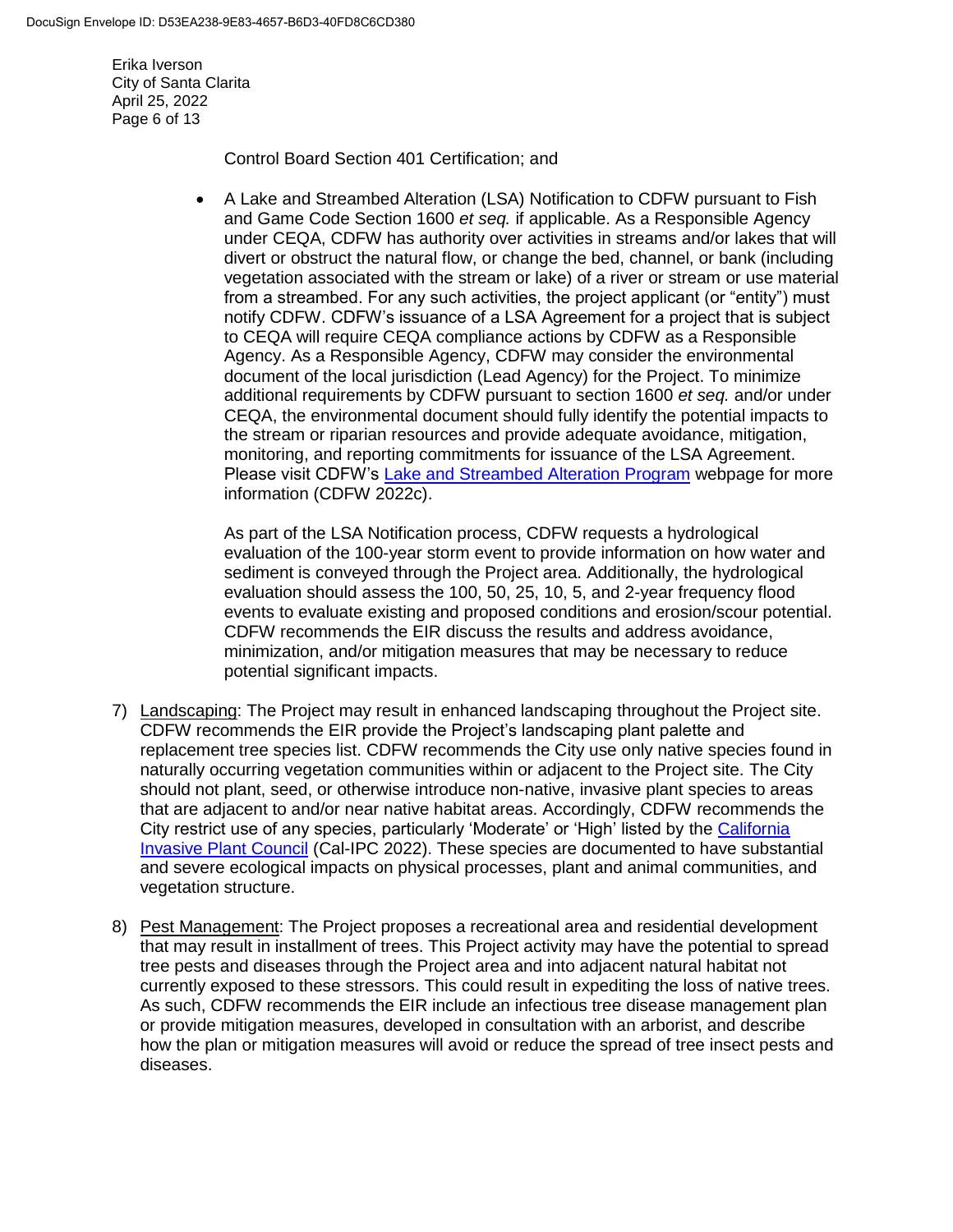Control Board Section 401 Certification; and

- A Lake and Streambed Alteration (LSA) Notification to CDFW pursuant to Fish and Game Code Section 1600 *et seq.* if applicable. As a Responsible Agency under CEQA, CDFW has authority over activities in streams and/or lakes that will divert or obstruct the natural flow, or change the bed, channel, or bank (including vegetation associated with the stream or lake) of a river or stream or use material from a streambed. For any such activities, the project applicant (or "entity") must notify CDFW. CDFW's issuance of a LSA Agreement for a project that is subject to CEQA will require CEQA compliance actions by CDFW as a Responsible Agency. As a Responsible Agency, CDFW may consider the environmental document of the local jurisdiction (Lead Agency) for the Project. To minimize additional requirements by CDFW pursuant to section 1600 *et seq.* and/or under CEQA, the environmental document should fully identify the potential impacts to the stream or riparian resources and provide adequate avoidance, mitigation, monitoring, and reporting commitments for issuance of the LSA Agreement. Please visit CDFW's Lake and Streambed Alteration Program webpage for more information (CDFW 2022c).

  As part of the LSA Notification process, CDFW requests a hydrological evaluation of the 100-year storm event to provide information on how water and sediment is conveyed through the Project area. Additionally, the hydrological evaluation should assess the 100, 50, 25, 10, 5, and 2-year frequency flood events to evaluate existing and proposed conditions and erosion/scour potential. CDFW recommends the EIR discuss the results and address avoidance, minimization, and/or mitigation measures that may be necessary to reduce potential significant impacts.

7) Landscaping: The Project may result in enhanced landscaping throughout the Project site. CDFW recommends the EIR provide the Project's landscaping plant palette and replacement tree species list. CDFW recommends the City use only native species found in naturally occurring vegetation communities within or adjacent to the Project site. The City should not plant, seed, or otherwise introduce non-native, invasive plant species to areas that are adjacent to and/or near native habitat areas. Accordingly, CDFW recommends the City restrict use of any species, particularly 'Moderate' or 'High' listed by the California Invasive Plant Council (Cal-IPC 2022). These species are documented to have substantial and severe ecological impacts on physical processes, plant and animal communities, and vegetation structure.

8) Pest Management: The Project proposes a recreational area and residential development that may result in installment of trees. This Project activity may have the potential to spread tree pests and diseases through the Project area and into adjacent natural habitat not currently exposed to these stressors. This could result in expediting the loss of native trees. As such, CDFW recommends the EIR include an infectious tree disease management plan or provide mitigation measures, developed in consultation with an arborist, and describe how the plan or mitigation measures will avoid or reduce the spread of tree insect pests and diseases.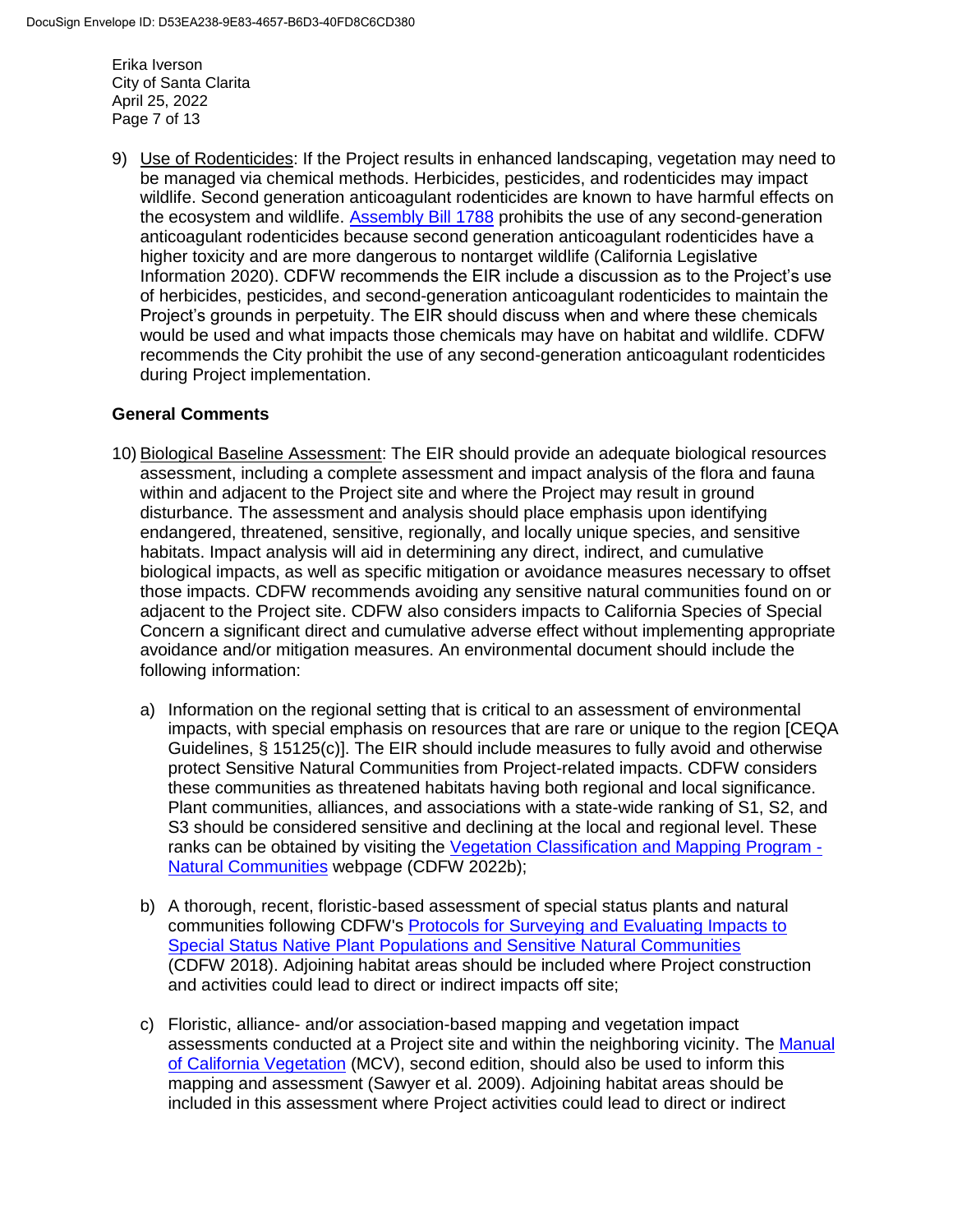9) Use of Rodenticides: If the Project results in enhanced landscaping, vegetation may need to be managed via chemical methods. Herbicides, pesticides, and rodenticides may impact wildlife. Second generation anticoagulant rodenticides are known to have harmful effects on the ecosystem and wildlife. Assembly Bill 1788 prohibits the use of any second-generation anticoagulant rodenticides because second generation anticoagulant rodenticides have a higher toxicity and are more dangerous to nontarget wildlife (California Legislative Information 2020). CDFW recommends the EIR include a discussion as to the Project's use of herbicides, pesticides, and second-generation anticoagulant rodenticides to maintain the Project's grounds in perpetuity. The EIR should discuss when and where these chemicals would be used and what impacts those chemicals may have on habitat and wildlife. CDFW recommends the City prohibit the use of any second-generation anticoagulant rodenticides during Project implementation.

### General Comments

10) Biological Baseline Assessment: The EIR should provide an adequate biological resources assessment, including a complete assessment and impact analysis of the flora and fauna within and adjacent to the Project site and where the Project may result in ground disturbance. The assessment and analysis should place emphasis upon identifying endangered, threatened, sensitive, regionally, and locally unique species, and sensitive habitats. Impact analysis will aid in determining any direct, indirect, and cumulative biological impacts, as well as specific mitigation or avoidance measures necessary to offset those impacts. CDFW recommends avoiding any sensitive natural communities found on or adjacent to the Project site. CDFW also considers impacts to California Species of Special Concern a significant direct and cumulative adverse effect without implementing appropriate avoidance and/or mitigation measures. An environmental document should include the following information:

   a) Information on the regional setting that is critical to an assessment of environmental impacts, with special emphasis on resources that are rare or unique to the region [CEQA Guidelines, § 15125(c)]. The EIR should include measures to fully avoid and otherwise protect Sensitive Natural Communities from Project-related impacts. CDFW considers these communities as threatened habitats having both regional and local significance. Plant communities, alliances, and associations with a state-wide ranking of S1, S2, and S3 should be considered sensitive and declining at the local and regional level. These ranks can be obtained by visiting the Vegetation Classification and Mapping Program - Natural Communities webpage (CDFW 2022b);

   b) A thorough, recent, floristic-based assessment of special status plants and natural communities following CDFW's Protocols for Surveying and Evaluating Impacts to Special Status Native Plant Populations and Sensitive Natural Communities (CDFW 2018). Adjoining habitat areas should be included where Project construction and activities could lead to direct or indirect impacts off site;

   c) Floristic, alliance- and/or association-based mapping and vegetation impact assessments conducted at a Project site and within the neighboring vicinity. The Manual of California Vegetation (MCV), second edition, should also be used to inform this mapping and assessment (Sawyer et al. 2009). Adjoining habitat areas should be included in this assessment where Project activities could lead to direct or indirect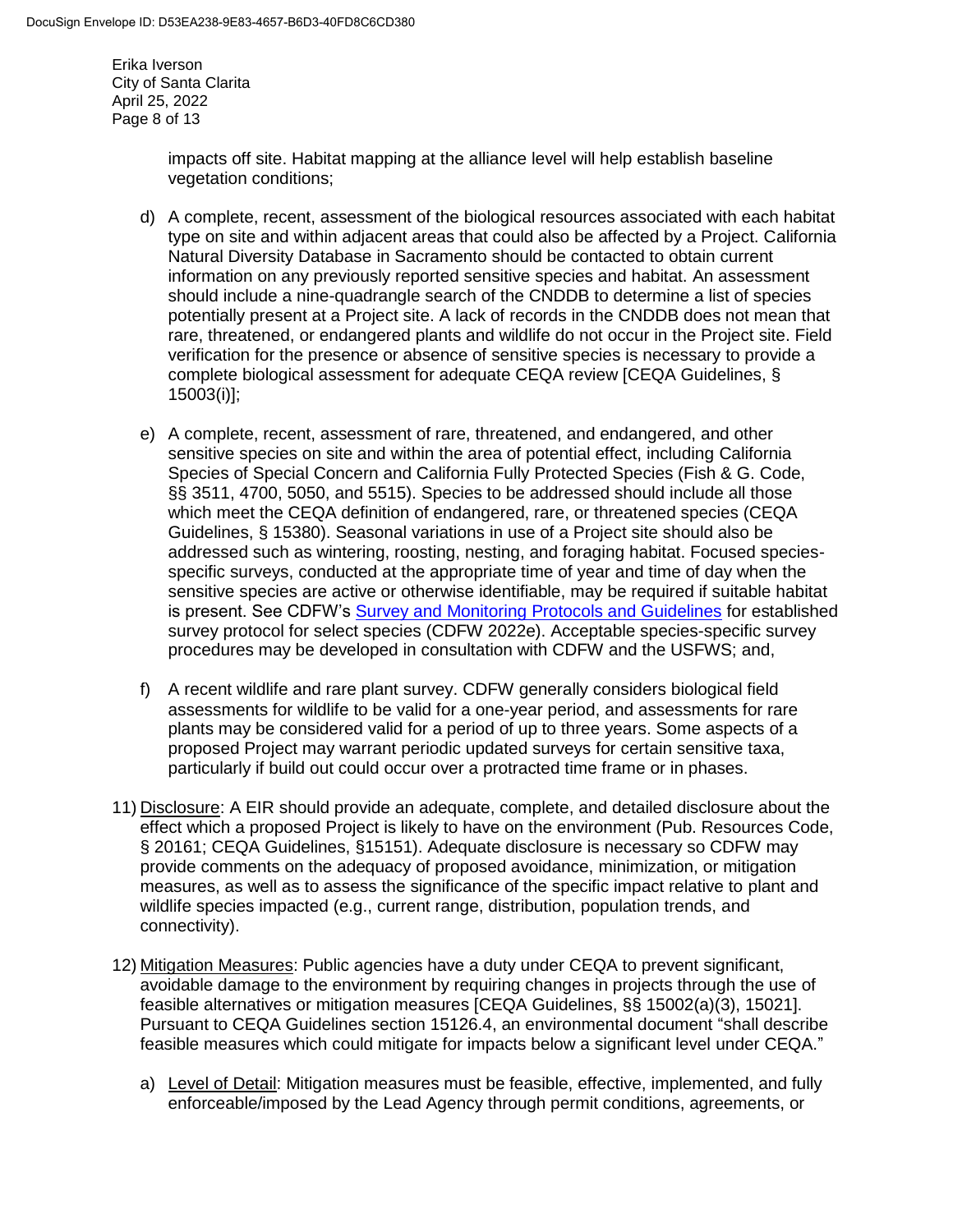impacts off site. Habitat mapping at the alliance level will help establish baseline vegetation conditions;

d) A complete, recent, assessment of the biological resources associated with each habitat type on site and within adjacent areas that could also be affected by a Project. California Natural Diversity Database in Sacramento should be contacted to obtain current information on any previously reported sensitive species and habitat. An assessment should include a nine-quadrangle search of the CNDDB to determine a list of species potentially present at a Project site. A lack of records in the CNDDB does not mean that rare, threatened, or endangered plants and wildlife do not occur in the Project site. Field verification for the presence or absence of sensitive species is necessary to provide a complete biological assessment for adequate CEQA review [CEQA Guidelines, § 15003(i)];

e) A complete, recent, assessment of rare, threatened, and endangered, and other sensitive species on site and within the area of potential effect, including California Species of Special Concern and California Fully Protected Species (Fish & G. Code, §§ 3511, 4700, 5050, and 5515). Species to be addressed should include all those which meet the CEQA definition of endangered, rare, or threatened species (CEQA Guidelines, § 15380). Seasonal variations in use of a Project site should also be addressed such as wintering, roosting, nesting, and foraging habitat. Focused species-specific surveys, conducted at the appropriate time of year and time of day when the sensitive species are active or otherwise identifiable, may be required if suitable habitat is present. See CDFW's Survey and Monitoring Protocols and Guidelines for established survey protocol for select species (CDFW 2022e). Acceptable species-specific survey procedures may be developed in consultation with CDFW and the USFWS; and,

f) A recent wildlife and rare plant survey. CDFW generally considers biological field assessments for wildlife to be valid for a one-year period, and assessments for rare plants may be considered valid for a period of up to three years. Some aspects of a proposed Project may warrant periodic updated surveys for certain sensitive taxa, particularly if build out could occur over a protracted time frame or in phases.

11) Disclosure: A EIR should provide an adequate, complete, and detailed disclosure about the effect which a proposed Project is likely to have on the environment (Pub. Resources Code, § 20161; CEQA Guidelines, §15151). Adequate disclosure is necessary so CDFW may provide comments on the adequacy of proposed avoidance, minimization, or mitigation measures, as well as to assess the significance of the specific impact relative to plant and wildlife species impacted (e.g., current range, distribution, population trends, and connectivity).

12) Mitigation Measures: Public agencies have a duty under CEQA to prevent significant, avoidable damage to the environment by requiring changes in projects through the use of feasible alternatives or mitigation measures [CEQA Guidelines, §§ 15002(a)(3), 15021]. Pursuant to CEQA Guidelines section 15126.4, an environmental document "shall describe feasible measures which could mitigate for impacts below a significant level under CEQA."

a) Level of Detail: Mitigation measures must be feasible, effective, implemented, and fully enforceable/imposed by the Lead Agency through permit conditions, agreements, or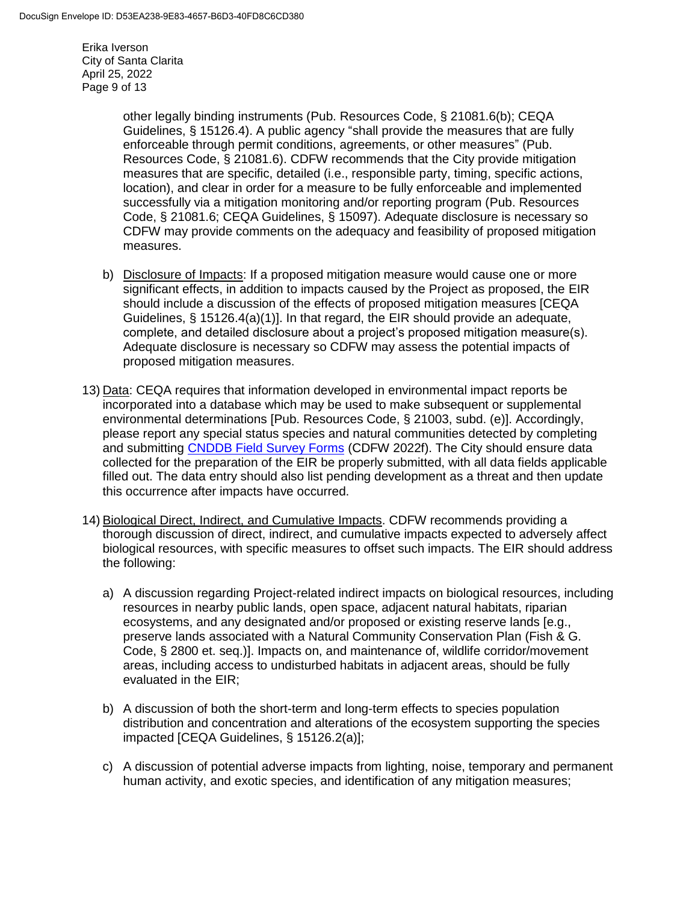other legally binding instruments (Pub. Resources Code, § 21081.6(b); CEQA Guidelines, § 15126.4). A public agency "shall provide the measures that are fully enforceable through permit conditions, agreements, or other measures" (Pub. Resources Code, § 21081.6). CDFW recommends that the City provide mitigation measures that are specific, detailed (i.e., responsible party, timing, specific actions, location), and clear in order for a measure to be fully enforceable and implemented successfully via a mitigation monitoring and/or reporting program (Pub. Resources Code, § 21081.6; CEQA Guidelines, § 15097). Adequate disclosure is necessary so CDFW may provide comments on the adequacy and feasibility of proposed mitigation measures.

   b) Disclosure of Impacts: If a proposed mitigation measure would cause one or more significant effects, in addition to impacts caused by the Project as proposed, the EIR should include a discussion of the effects of proposed mitigation measures [CEQA Guidelines, § 15126.4(a)(1)]. In that regard, the EIR should provide an adequate, complete, and detailed disclosure about a project's proposed mitigation measure(s). Adequate disclosure is necessary so CDFW may assess the potential impacts of proposed mitigation measures.

13) Data: CEQA requires that information developed in environmental impact reports be incorporated into a database which may be used to make subsequent or supplemental environmental determinations [Pub. Resources Code, § 21003, subd. (e)]. Accordingly, please report any special status species and natural communities detected by completing and submitting CNDDB Field Survey Forms (CDFW 2022f). The City should ensure data collected for the preparation of the EIR be properly submitted, with all data fields applicable filled out. The data entry should also list pending development as a threat and then update this occurrence after impacts have occurred.

14) Biological Direct, Indirect, and Cumulative Impacts. CDFW recommends providing a thorough discussion of direct, indirect, and cumulative impacts expected to adversely affect biological resources, with specific measures to offset such impacts. The EIR should address the following:

   a) A discussion regarding Project-related indirect impacts on biological resources, including resources in nearby public lands, open space, adjacent natural habitats, riparian ecosystems, and any designated and/or proposed or existing reserve lands [e.g., preserve lands associated with a Natural Community Conservation Plan (Fish & G. Code, § 2800 et. seq.)]. Impacts on, and maintenance of, wildlife corridor/movement areas, including access to undisturbed habitats in adjacent areas, should be fully evaluated in the EIR;

   b) A discussion of both the short-term and long-term effects to species population distribution and concentration and alterations of the ecosystem supporting the species impacted [CEQA Guidelines, § 15126.2(a)];

   c) A discussion of potential adverse impacts from lighting, noise, temporary and permanent human activity, and exotic species, and identification of any mitigation measures;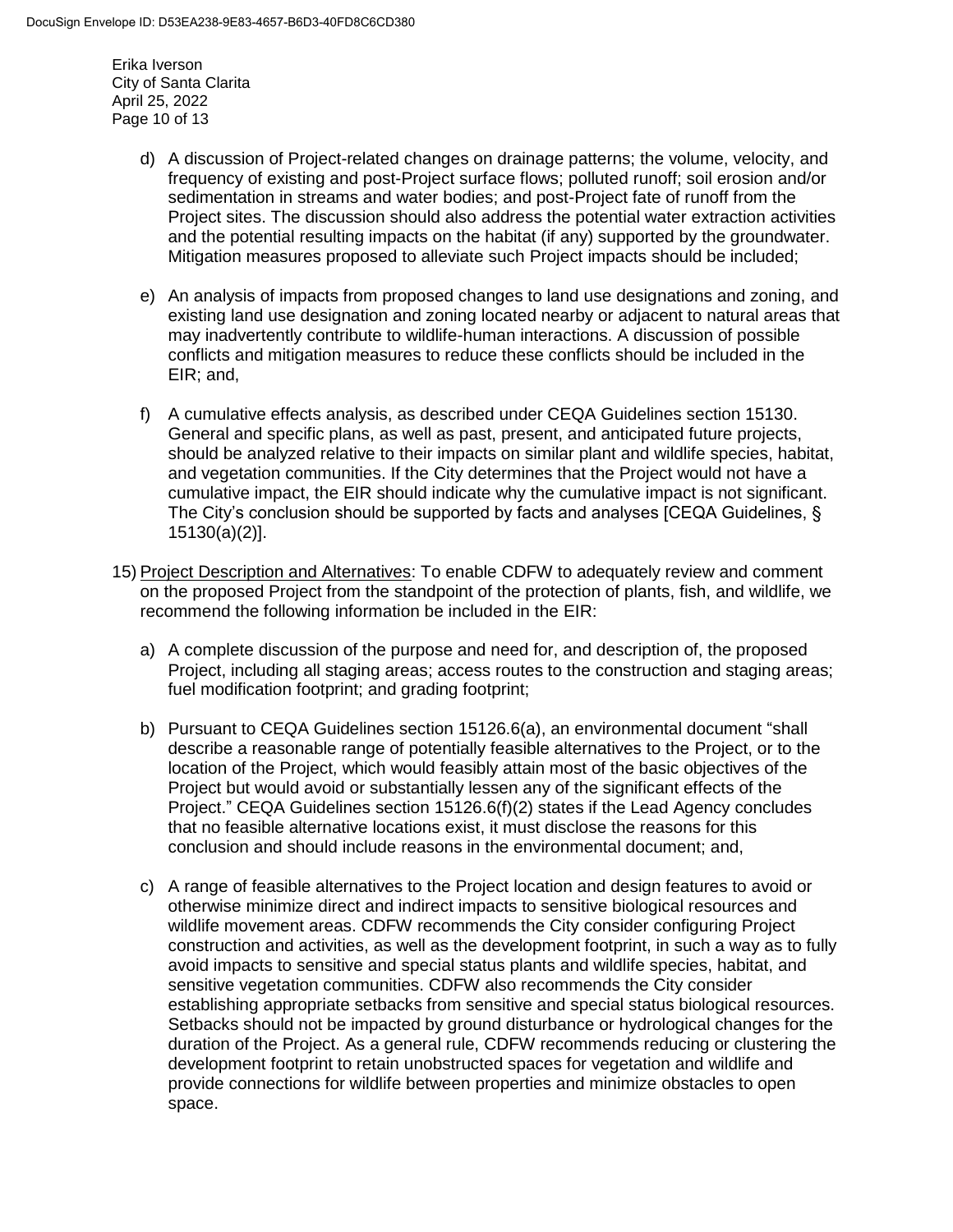d) A discussion of Project-related changes on drainage patterns; the volume, velocity, and frequency of existing and post-Project surface flows; polluted runoff; soil erosion and/or sedimentation in streams and water bodies; and post-Project fate of runoff from the Project sites. The discussion should also address the potential water extraction activities and the potential resulting impacts on the habitat (if any) supported by the groundwater. Mitigation measures proposed to alleviate such Project impacts should be included;

e) An analysis of impacts from proposed changes to land use designations and zoning, and existing land use designation and zoning located nearby or adjacent to natural areas that may inadvertently contribute to wildlife-human interactions. A discussion of possible conflicts and mitigation measures to reduce these conflicts should be included in the EIR; and,

f) A cumulative effects analysis, as described under CEQA Guidelines section 15130. General and specific plans, as well as past, present, and anticipated future projects, should be analyzed relative to their impacts on similar plant and wildlife species, habitat, and vegetation communities. If the City determines that the Project would not have a cumulative impact, the EIR should indicate why the cumulative impact is not significant. The City's conclusion should be supported by facts and analyses [CEQA Guidelines, § 15130(a)(2)].

15) Project Description and Alternatives: To enable CDFW to adequately review and comment on the proposed Project from the standpoint of the protection of plants, fish, and wildlife, we recommend the following information be included in the EIR:

a) A complete discussion of the purpose and need for, and description of, the proposed Project, including all staging areas; access routes to the construction and staging areas; fuel modification footprint; and grading footprint;

b) Pursuant to CEQA Guidelines section 15126.6(a), an environmental document "shall describe a reasonable range of potentially feasible alternatives to the Project, or to the location of the Project, which would feasibly attain most of the basic objectives of the Project but would avoid or substantially lessen any of the significant effects of the Project." CEQA Guidelines section 15126.6(f)(2) states if the Lead Agency concludes that no feasible alternative locations exist, it must disclose the reasons for this conclusion and should include reasons in the environmental document; and,

c) A range of feasible alternatives to the Project location and design features to avoid or otherwise minimize direct and indirect impacts to sensitive biological resources and wildlife movement areas. CDFW recommends the City consider configuring Project construction and activities, as well as the development footprint, in such a way as to fully avoid impacts to sensitive and special status plants and wildlife species, habitat, and sensitive vegetation communities. CDFW also recommends the City consider establishing appropriate setbacks from sensitive and special status biological resources. Setbacks should not be impacted by ground disturbance or hydrological changes for the duration of the Project. As a general rule, CDFW recommends reducing or clustering the development footprint to retain unobstructed spaces for vegetation and wildlife and provide connections for wildlife between properties and minimize obstacles to open space.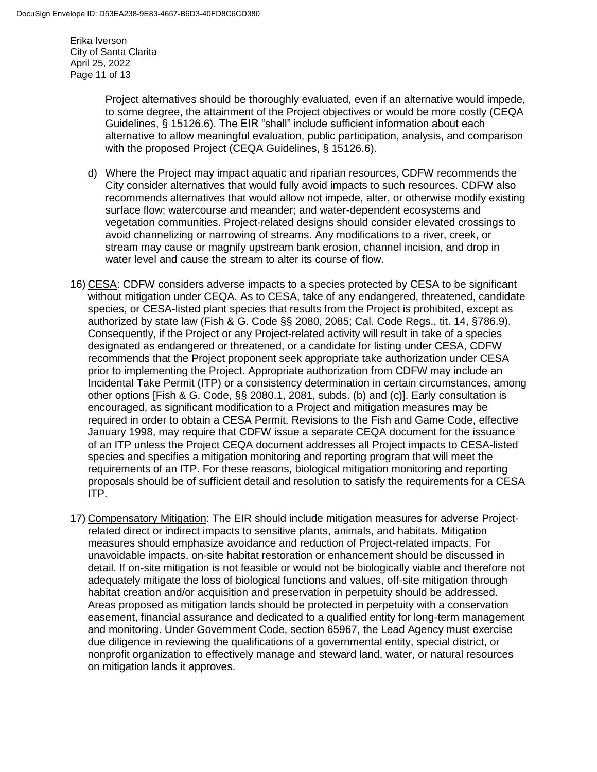Project alternatives should be thoroughly evaluated, even if an alternative would impede, to some degree, the attainment of the Project objectives or would be more costly (CEQA Guidelines, § 15126.6). The EIR "shall" include sufficient information about each alternative to allow meaningful evaluation, public participation, analysis, and comparison with the proposed Project (CEQA Guidelines, § 15126.6).

d) Where the Project may impact aquatic and riparian resources, CDFW recommends the City consider alternatives that would fully avoid impacts to such resources. CDFW also recommends alternatives that would allow not impede, alter, or otherwise modify existing surface flow; watercourse and meander; and water-dependent ecosystems and vegetation communities. Project-related designs should consider elevated crossings to avoid channelizing or narrowing of streams. Any modifications to a river, creek, or stream may cause or magnify upstream bank erosion, channel incision, and drop in water level and cause the stream to alter its course of flow.

16) <u>CESA</u>: CDFW considers adverse impacts to a species protected by CESA to be significant without mitigation under CEQA. As to CESA, take of any endangered, threatened, candidate species, or CESA-listed plant species that results from the Project is prohibited, except as authorized by state law (Fish & G. Code §§ 2080, 2085; Cal. Code Regs., tit. 14, §786.9). Consequently, if the Project or any Project-related activity will result in take of a species designated as endangered or threatened, or a candidate for listing under CESA, CDFW recommends that the Project proponent seek appropriate take authorization under CESA prior to implementing the Project. Appropriate authorization from CDFW may include an Incidental Take Permit (ITP) or a consistency determination in certain circumstances, among other options [Fish & G. Code, §§ 2080.1, 2081, subds. (b) and (c)]. Early consultation is encouraged, as significant modification to a Project and mitigation measures may be required in order to obtain a CESA Permit. Revisions to the Fish and Game Code, effective January 1998, may require that CDFW issue a separate CEQA document for the issuance of an ITP unless the Project CEQA document addresses all Project impacts to CESA-listed species and specifies a mitigation monitoring and reporting program that will meet the requirements of an ITP. For these reasons, biological mitigation monitoring and reporting proposals should be of sufficient detail and resolution to satisfy the requirements for a CESA ITP.

17) <u>Compensatory Mitigation</u>: The EIR should include mitigation measures for adverse Project-related direct or indirect impacts to sensitive plants, animals, and habitats. Mitigation measures should emphasize avoidance and reduction of Project-related impacts. For unavoidable impacts, on-site habitat restoration or enhancement should be discussed in detail. If on-site mitigation is not feasible or would not be biologically viable and therefore not adequately mitigate the loss of biological functions and values, off-site mitigation through habitat creation and/or acquisition and preservation in perpetuity should be addressed. Areas proposed as mitigation lands should be protected in perpetuity with a conservation easement, financial assurance and dedicated to a qualified entity for long-term management and monitoring. Under Government Code, section 65967, the Lead Agency must exercise due diligence in reviewing the qualifications of a governmental entity, special district, or nonprofit organization to effectively manage and steward land, water, or natural resources on mitigation lands it approves.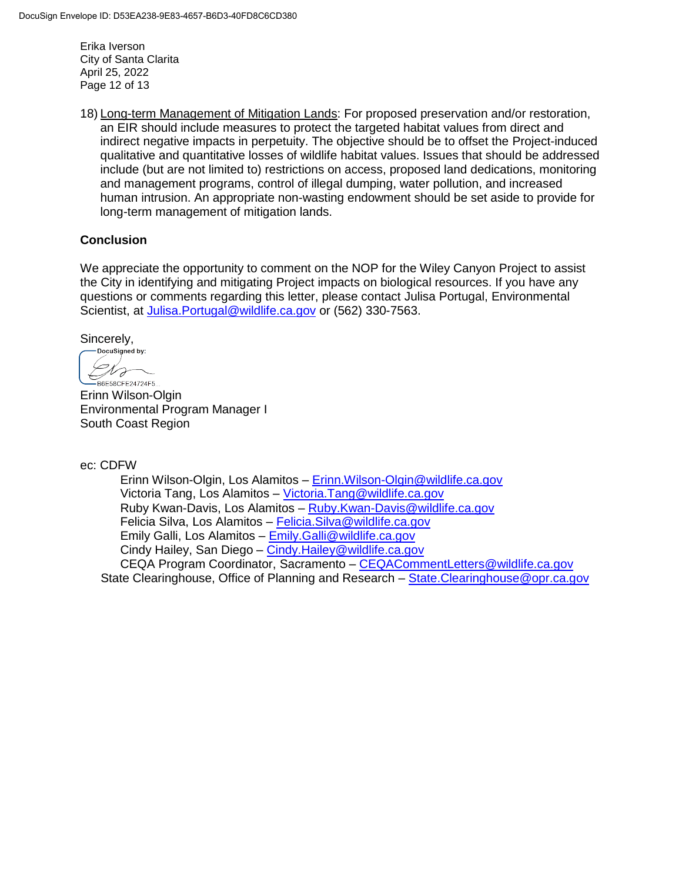18) Long-term Management of Mitigation Lands: For proposed preservation and/or restoration, an EIR should include measures to protect the targeted habitat values from direct and indirect negative impacts in perpetuity. The objective should be to offset the Project-induced qualitative and quantitative losses of wildlife habitat values. Issues that should be addressed include (but are not limited to) restrictions on access, proposed land dedications, monitoring and management programs, control of illegal dumping, water pollution, and increased human intrusion. An appropriate non-wasting endowment should be set aside to provide for long-term management of mitigation lands.

## Conclusion

We appreciate the opportunity to comment on the NOP for the Wiley Canyon Project to assist the City in identifying and mitigating Project impacts on biological resources. If you have any questions or comments regarding this letter, please contact Julisa Portugal, Environmental Scientist, at Julisa.Portugal@wildlife.ca.gov or (562) 330-7563.

Sincerely,

DocuSigned by:
B6E58CFE24724F5...

Erinn Wilson-Olgin
Environmental Program Manager I
South Coast Region

ec: CDFW

- Erinn Wilson-Olgin, Los Alamitos – Erinn.Wilson-Olgin@wildlife.ca.gov
- Victoria Tang, Los Alamitos – Victoria.Tang@wildlife.ca.gov
- Ruby Kwan-Davis, Los Alamitos – Ruby.Kwan-Davis@wildlife.ca.gov
- Felicia Silva, Los Alamitos – Felicia.Silva@wildlife.ca.gov
- Emily Galli, Los Alamitos – Emily.Galli@wildlife.ca.gov
- Cindy Hailey, San Diego – Cindy.Hailey@wildlife.ca.gov
- CEQA Program Coordinator, Sacramento – CEQACommentLetters@wildlife.ca.gov

State Clearinghouse, Office of Planning and Research – State.Clearinghouse@opr.ca.gov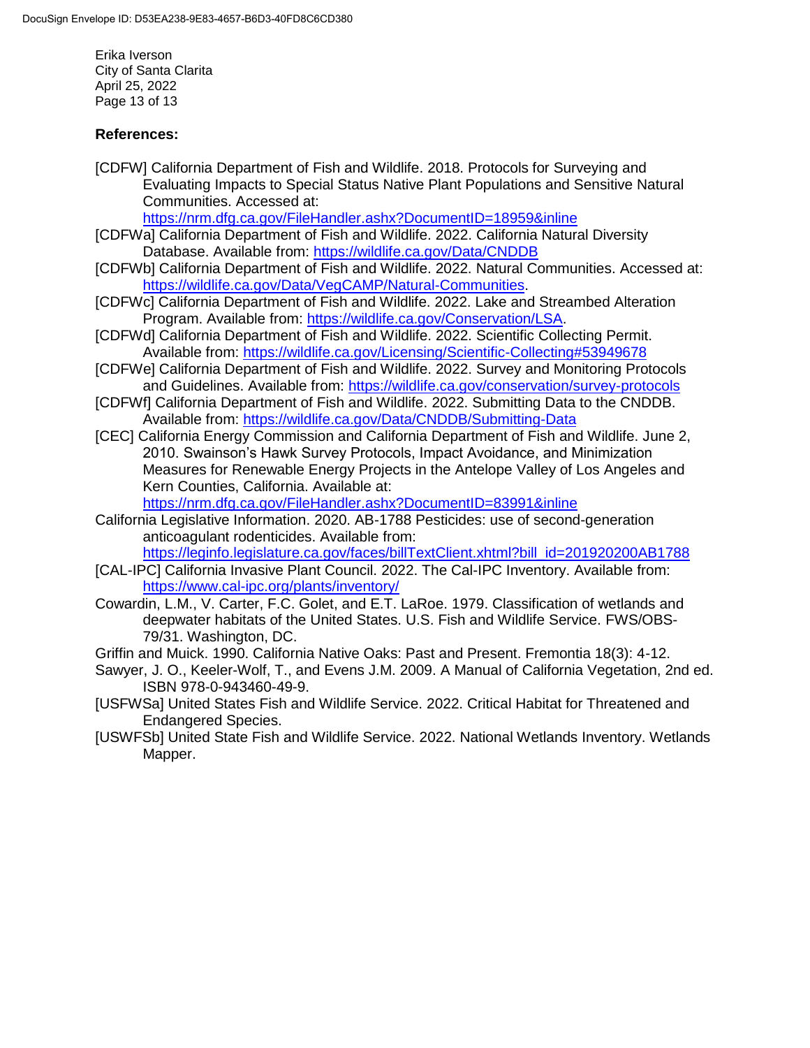Erika Iverson
City of Santa Clarita
April 25, 2022

**References:**

[CDFW] California Department of Fish and Wildlife. 2018. Protocols for Surveying and Evaluating Impacts to Special Status Native Plant Populations and Sensitive Natural Communities. Accessed at: https://nrm.dfg.ca.gov/FileHandler.ashx?DocumentID=18959&inline

[CDFWa] California Department of Fish and Wildlife. 2022. California Natural Diversity Database. Available from: https://wildlife.ca.gov/Data/CNDDB

[CDFWb] California Department of Fish and Wildlife. 2022. Natural Communities. Accessed at: https://wildlife.ca.gov/Data/VegCAMP/Natural-Communities.

[CDFWc] California Department of Fish and Wildlife. 2022. Lake and Streambed Alteration Program. Available from: https://wildlife.ca.gov/Conservation/LSA.

[CDFWd] California Department of Fish and Wildlife. 2022. Scientific Collecting Permit. Available from: https://wildlife.ca.gov/Licensing/Scientific-Collecting#53949678

[CDFWe] California Department of Fish and Wildlife. 2022. Survey and Monitoring Protocols and Guidelines. Available from: https://wildlife.ca.gov/conservation/survey-protocols

[CDFWf] California Department of Fish and Wildlife. 2022. Submitting Data to the CNDDB. Available from: https://wildlife.ca.gov/Data/CNDDB/Submitting-Data

[CEC] California Energy Commission and California Department of Fish and Wildlife. June 2, 2010. Swainson's Hawk Survey Protocols, Impact Avoidance, and Minimization Measures for Renewable Energy Projects in the Antelope Valley of Los Angeles and Kern Counties, California. Available at: https://nrm.dfg.ca.gov/FileHandler.ashx?DocumentID=83991&inline

California Legislative Information. 2020. AB-1788 Pesticides: use of second-generation anticoagulant rodenticides. Available from: https://leginfo.legislature.ca.gov/faces/billTextClient.xhtml?bill_id=201920200AB1788

[CAL-IPC] California Invasive Plant Council. 2022. The Cal-IPC Inventory. Available from: https://www.cal-ipc.org/plants/inventory/

Cowardin, L.M., V. Carter, F.C. Golet, and E.T. LaRoe. 1979. Classification of wetlands and deepwater habitats of the United States. U.S. Fish and Wildlife Service. FWS/OBS-79/31. Washington, DC.

Griffin and Muick. 1990. California Native Oaks: Past and Present. Fremontia 18(3): 4-12.

Sawyer, J. O., Keeler-Wolf, T., and Evens J.M. 2009. A Manual of California Vegetation, 2nd ed. ISBN 978-0-943460-49-9.

[USFWSa] United States Fish and Wildlife Service. 2022. Critical Habitat for Threatened and Endangered Species.

[USWFSb] United State Fish and Wildlife Service. 2022. National Wetlands Inventory. Wetlands Mapper.